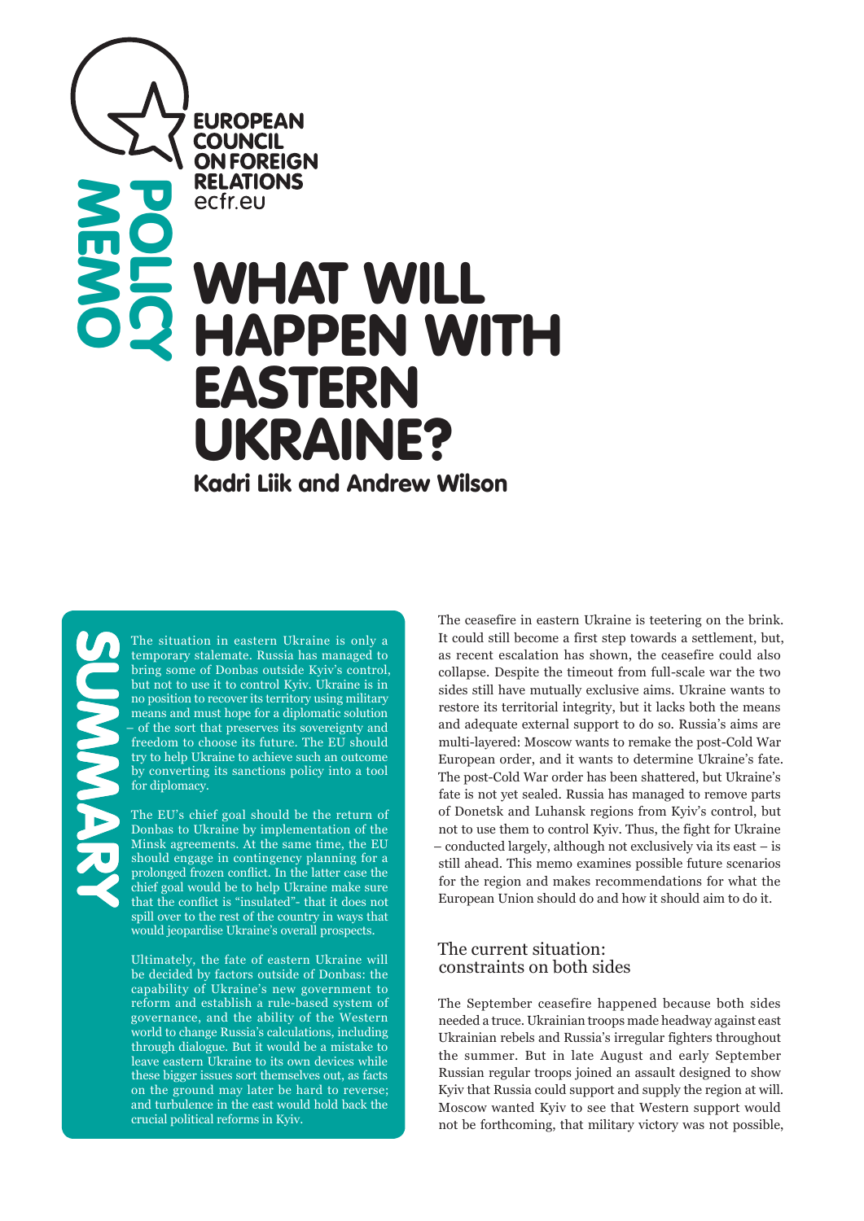EUROPEAN COUNCIL ON FOREIGN RELATIONS
ecfr.eu

POLICY MEMO

# WHAT WILL HAPPEN WITH EASTERN UKRAINE?

**Kadri Liik and Andrew Wilson**

## SUMMARY

The situation in eastern Ukraine is only a temporary stalemate. Russia has managed to bring some of Donbas outside Kyiv's control, but not to use it to control Kyiv. Ukraine is in no position to recover its territory using military means and must hope for a diplomatic solution – of the sort that preserves its sovereignty and freedom to choose its future. The EU should try to help Ukraine to achieve such an outcome by converting its sanctions policy into a tool for diplomacy.

The EU's chief goal should be the return of Donbas to Ukraine by implementation of the Minsk agreements. At the same time, the EU should engage in contingency planning for a prolonged frozen conflict. In the latter case the chief goal would be to help Ukraine make sure that the conflict is "insulated"- that it does not spill over to the rest of the country in ways that would jeopardise Ukraine's overall prospects.

Ultimately, the fate of eastern Ukraine will be decided by factors outside of Donbas: the capability of Ukraine's new government to reform and establish a rule-based system of governance, and the ability of the Western world to change Russia's calculations, including through dialogue. But it would be a mistake to leave eastern Ukraine to its own devices while these bigger issues sort themselves out, as facts on the ground may later be hard to reverse; and turbulence in the east would hold back the crucial political reforms in Kyiv.

The ceasefire in eastern Ukraine is teetering on the brink. It could still become a first step towards a settlement, but, as recent escalation has shown, the ceasefire could also collapse. Despite the timeout from full-scale war the two sides still have mutually exclusive aims. Ukraine wants to restore its territorial integrity, but it lacks both the means and adequate external support to do so. Russia's aims are multi-layered: Moscow wants to remake the post-Cold War European order, and it wants to determine Ukraine's fate. The post-Cold War order has been shattered, but Ukraine's fate is not yet sealed. Russia has managed to remove parts of Donetsk and Luhansk regions from Kyiv's control, but not to use them to control Kyiv. Thus, the fight for Ukraine – conducted largely, although not exclusively via its east – is still ahead. This memo examines possible future scenarios for the region and makes recommendations for what the European Union should do and how it should aim to do it.

## The current situation: constraints on both sides

The September ceasefire happened because both sides needed a truce. Ukrainian troops made headway against east Ukrainian rebels and Russia's irregular fighters throughout the summer. But in late August and early September Russian regular troops joined an assault designed to show Kyiv that Russia could support and supply the region at will. Moscow wanted Kyiv to see that Western support would not be forthcoming, that military victory was not possible,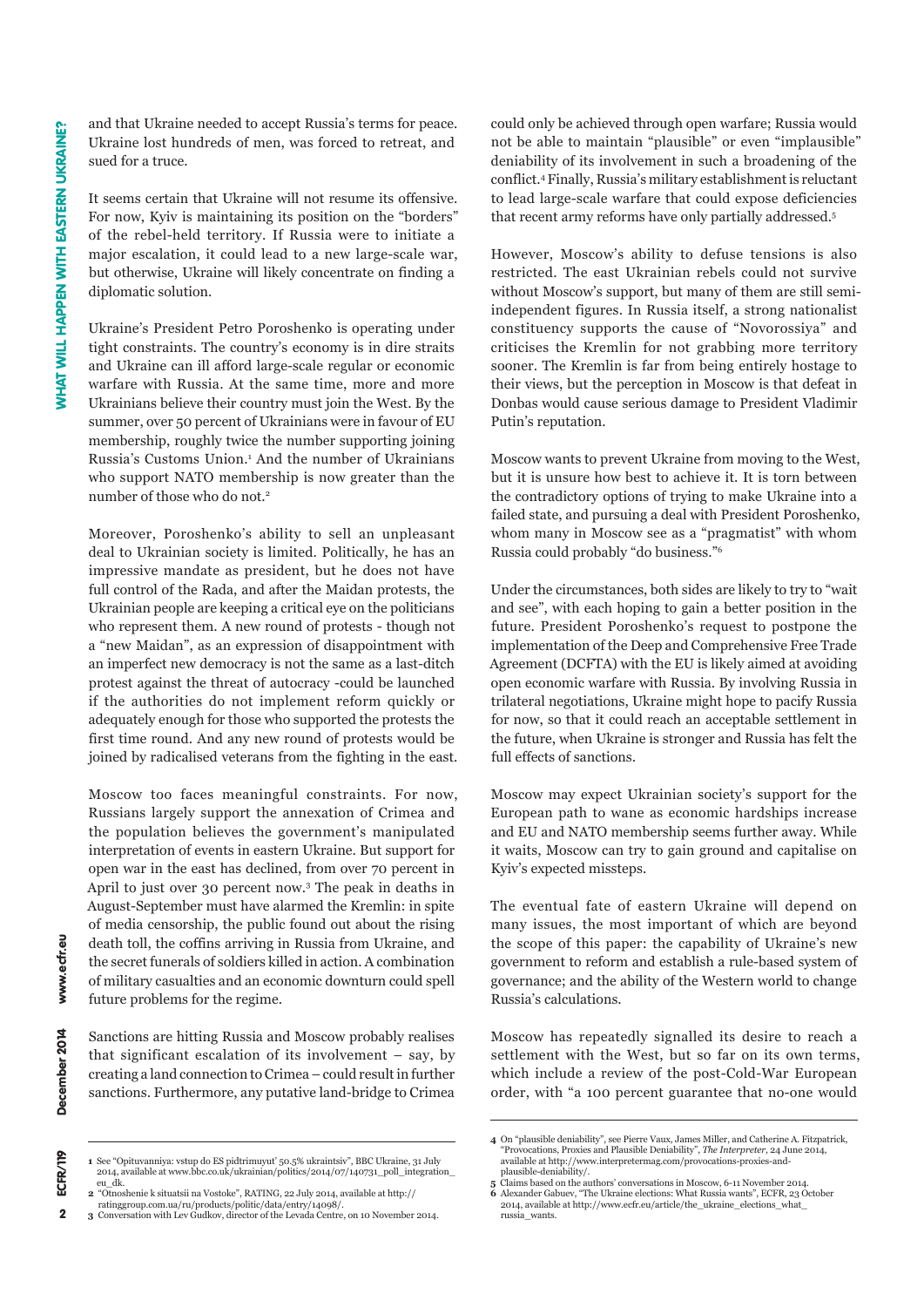and that Ukraine needed to accept Russia's terms for peace. Ukraine lost hundreds of men, was forced to retreat, and sued for a truce.

It seems certain that Ukraine will not resume its offensive. For now, Kyiv is maintaining its position on the "borders" of the rebel-held territory. If Russia were to initiate a major escalation, it could lead to a new large-scale war, but otherwise, Ukraine will likely concentrate on finding a diplomatic solution.

Ukraine's President Petro Poroshenko is operating under tight constraints. The country's economy is in dire straits and Ukraine can ill afford large-scale regular or economic warfare with Russia. At the same time, more and more Ukrainians believe their country must join the West. By the summer, over 50 percent of Ukrainians were in favour of EU membership, roughly twice the number supporting joining Russia's Customs Union.[1] And the number of Ukrainians who support NATO membership is now greater than the number of those who do not.[2]

Moreover, Poroshenko's ability to sell an unpleasant deal to Ukrainian society is limited. Politically, he has an impressive mandate as president, but he does not have full control of the Rada, and after the Maidan protests, the Ukrainian people are keeping a critical eye on the politicians who represent them. A new round of protests - though not a "new Maidan", as an expression of disappointment with an imperfect new democracy is not the same as a last-ditch protest against the threat of autocracy -could be launched if the authorities do not implement reform quickly or adequately enough for those who supported the protests the first time round. And any new round of protests would be joined by radicalised veterans from the fighting in the east.

Moscow too faces meaningful constraints. For now, Russians largely support the annexation of Crimea and the population believes the government's manipulated interpretation of events in eastern Ukraine. But support for open war in the east has declined, from over 70 percent in April to just over 30 percent now.[3] The peak in deaths in August-September must have alarmed the Kremlin: in spite of media censorship, the public found out about the rising death toll, the coffins arriving in Russia from Ukraine, and the secret funerals of soldiers killed in action. A combination of military casualties and an economic downturn could spell future problems for the regime.

Sanctions are hitting Russia and Moscow probably realises that significant escalation of its involvement – say, by creating a land connection to Crimea – could result in further sanctions. Furthermore, any putative land-bridge to Crimea could only be achieved through open warfare; Russia would not be able to maintain "plausible" or even "implausible" deniability of its involvement in such a broadening of the conflict.[4] Finally, Russia's military establishment is reluctant to lead large-scale warfare that could expose deficiencies that recent army reforms have only partially addressed.[5]

However, Moscow's ability to defuse tensions is also restricted. The east Ukrainian rebels could not survive without Moscow's support, but many of them are still semi-independent figures. In Russia itself, a strong nationalist constituency supports the cause of "Novorossiya" and criticises the Kremlin for not grabbing more territory sooner. The Kremlin is far from being entirely hostage to their views, but the perception in Moscow is that defeat in Donbas would cause serious damage to President Vladimir Putin's reputation.

Moscow wants to prevent Ukraine from moving to the West, but it is unsure how best to achieve it. It is torn between the contradictory options of trying to make Ukraine into a failed state, and pursuing a deal with President Poroshenko, whom many in Moscow see as a "pragmatist" with whom Russia could probably "do business."[6]

Under the circumstances, both sides are likely to try to "wait and see", with each hoping to gain a better position in the future. President Poroshenko's request to postpone the implementation of the Deep and Comprehensive Free Trade Agreement (DCFTA) with the EU is likely aimed at avoiding open economic warfare with Russia. By involving Russia in trilateral negotiations, Ukraine might hope to pacify Russia for now, so that it could reach an acceptable settlement in the future, when Ukraine is stronger and Russia has felt the full effects of sanctions.

Moscow may expect Ukrainian society's support for the European path to wane as economic hardships increase and EU and NATO membership seems further away. While it waits, Moscow can try to gain ground and capitalise on Kyiv's expected missteps.

The eventual fate of eastern Ukraine will depend on many issues, the most important of which are beyond the scope of this paper: the capability of Ukraine's new government to reform and establish a rule-based system of governance; and the ability of the Western world to change Russia's calculations.

Moscow has repeatedly signalled its desire to reach a settlement with the West, but so far on its own terms, which include a review of the post-Cold-War European order, with "a 100 percent guarantee that no-one would

---

1 See "Opituvanniya: vstup do ES pidtrimuyut' 50.5% ukraintsiv", BBC Ukraine, 31 July 2014, available at www.bbc.co.uk/ukrainian/politics/2014/07/140731_poll_integration_eu_dk.

2 "Otnoshenie k situatsii na Vostoke", RATING, 22 July 2014, available at http://ratinggroup.com.ua/ru/products/politic/data/entry/14098/.

3 Conversation with Lev Gudkov, director of the Levada Centre, on 10 November 2014.

4 On "plausible deniability", see Pierre Vaux, James Miller, and Catherine A. Fitzpatrick, "Provocations, Proxies and Plausible Deniability", *The Interpreter*, 24 June 2014, available at http://www.interpretermag.com/provocations-proxies-and-plausible-deniability/.

5 Claims based on the authors' conversations in Moscow, 6-11 November 2014.

6 Alexander Gabuev, "The Ukraine elections: What Russia wants", ECFR, 23 October 2014, available at http://www.ecfr.eu/article/the_ukraine_elections_what_russia_wants.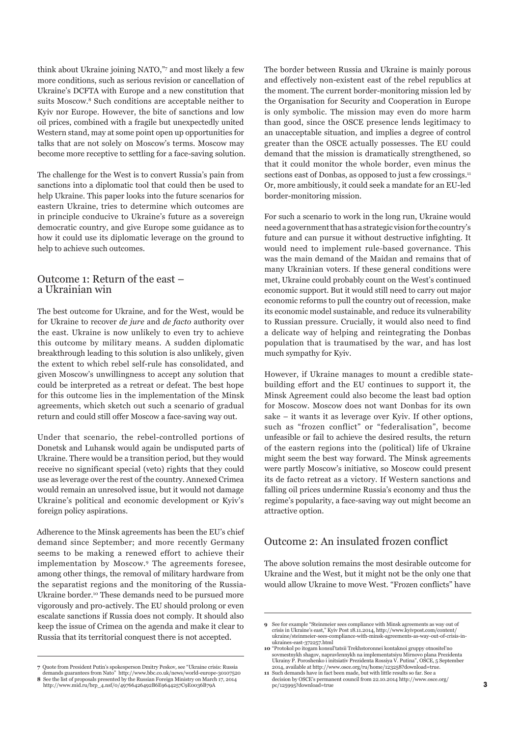think about Ukraine joining NATO,"[7] and most likely a few more conditions, such as serious revision or cancellation of Ukraine's DCFTA with Europe and a new constitution that suits Moscow.[8] Such conditions are acceptable neither to Kyiv nor Europe. However, the bite of sanctions and low oil prices, combined with a fragile but unexpectedly united Western stand, may at some point open up opportunities for talks that are not solely on Moscow's terms. Moscow may become more receptive to settling for a face-saving solution.

The challenge for the West is to convert Russia's pain from sanctions into a diplomatic tool that could then be used to help Ukraine. This paper looks into the future scenarios for eastern Ukraine, tries to determine which outcomes are in principle conducive to Ukraine's future as a sovereign democratic country, and give Europe some guidance as to how it could use its diplomatic leverage on the ground to help to achieve such outcomes.

## Outcome 1: Return of the east – a Ukrainian win

The best outcome for Ukraine, and for the West, would be for Ukraine to recover *de jure* and *de facto* authority over the east. Ukraine is now unlikely to even try to achieve this outcome by military means. A sudden diplomatic breakthrough leading to this solution is also unlikely, given the extent to which rebel self-rule has consolidated, and given Moscow's unwillingness to accept any solution that could be interpreted as a retreat or defeat. The best hope for this outcome lies in the implementation of the Minsk agreements, which sketch out such a scenario of gradual return and could still offer Moscow a face-saving way out.

Under that scenario, the rebel-controlled portions of Donetsk and Luhansk would again be undisputed parts of Ukraine. There would be a transition period, but they would receive no significant special (veto) rights that they could use as leverage over the rest of the country. Annexed Crimea would remain an unresolved issue, but it would not damage Ukraine's political and economic development or Kyiv's foreign policy aspirations.

Adherence to the Minsk agreements has been the EU's chief demand since September; and more recently Germany seems to be making a renewed effort to achieve their implementation by Moscow.[9] The agreements foresee, among other things, the removal of military hardware from the separatist regions and the monitoring of the Russia-Ukraine border.[10] These demands need to be pursued more vigorously and pro-actively. The EU should prolong or even escalate sanctions if Russia does not comply. It should also keep the issue of Crimea on the agenda and make it clear to Russia that its territorial conquest there is not accepted.

The border between Russia and Ukraine is mainly porous and effectively non-existent east of the rebel republics at the moment. The current border-monitoring mission led by the Organisation for Security and Cooperation in Europe is only symbolic. The mission may even do more harm than good, since the OSCE presence lends legitimacy to an unacceptable situation, and implies a degree of control greater than the OSCE actually possesses. The EU could demand that the mission is dramatically strengthened, so that it could monitor the whole border, even minus the sections east of Donbas, as opposed to just a few crossings.[11] Or, more ambitiously, it could seek a mandate for an EU-led border-monitoring mission.

For such a scenario to work in the long run, Ukraine would need a government that has a strategic vision for the country's future and can pursue it without destructive infighting. It would need to implement rule-based governance. This was the main demand of the Maidan and remains that of many Ukrainian voters. If these general conditions were met, Ukraine could probably count on the West's continued economic support. But it would still need to carry out major economic reforms to pull the country out of recession, make its economic model sustainable, and reduce its vulnerability to Russian pressure. Crucially, it would also need to find a delicate way of helping and reintegrating the Donbas population that is traumatised by the war, and has lost much sympathy for Kyiv.

However, if Ukraine manages to mount a credible state-building effort and the EU continues to support it, the Minsk Agreement could also become the least bad option for Moscow. Moscow does not want Donbas for its own sake – it wants it as leverage over Kyiv. If other options, such as "frozen conflict" or "federalisation", become unfeasible or fail to achieve the desired results, the return of the eastern regions into the (political) life of Ukraine might seem the best way forward. The Minsk agreements were partly Moscow's initiative, so Moscow could present its de facto retreat as a victory. If Western sanctions and falling oil prices undermine Russia's economy and thus the regime's popularity, a face-saving way out might become an attractive option.

## Outcome 2: An insulated frozen conflict

The above solution remains the most desirable outcome for Ukraine and the West, but it might not be the only one that would allow Ukraine to move West. "Frozen conflicts" have

---

7 Quote from President Putin's spokesperson Dmitry Peskov, see "Ukraine crisis: Russia demands guarantees from Nato" http://www.bbc.co.uk/news/world-europe-30107520

8 See the list of proposals presented by the Russian Foreign Ministry on March 17, 2014 http://www.mid.ru/brp_4.nsf/0/49766426492B6E9644257C9E0036B79A

9 See for example "Steinmeier sees compliance with Minsk agreements as way out of crisis in Ukraine's east," Kyiv Post 18.11.2014, http://www.kyivpost.com/content/ukraine/steinmeier-sees-compliance-with-minsk-agreements-as-way-out-of-crisis-in-ukraines-east-372257.html

10 "Protokol po itogam konsul'tatsii Trekhstoronnei kontaknoi gruppy otnositel'no sovmestnykh shagov, napravlennykh na implementatsiyu Mirnovo plana Prezidenta Ukrainy P. Poroshenko i initsiativ Prezidenta Rossiya V. Putina", OSCE, 5 September 2014, available at http://www.osce.org/ru/home/123258?download=true.

11 Such demands have in fact been made, but with little results so far. See a decision by OSCE's permanent council from 22.10.2014 http://www.osce.org/pc/125995?download=true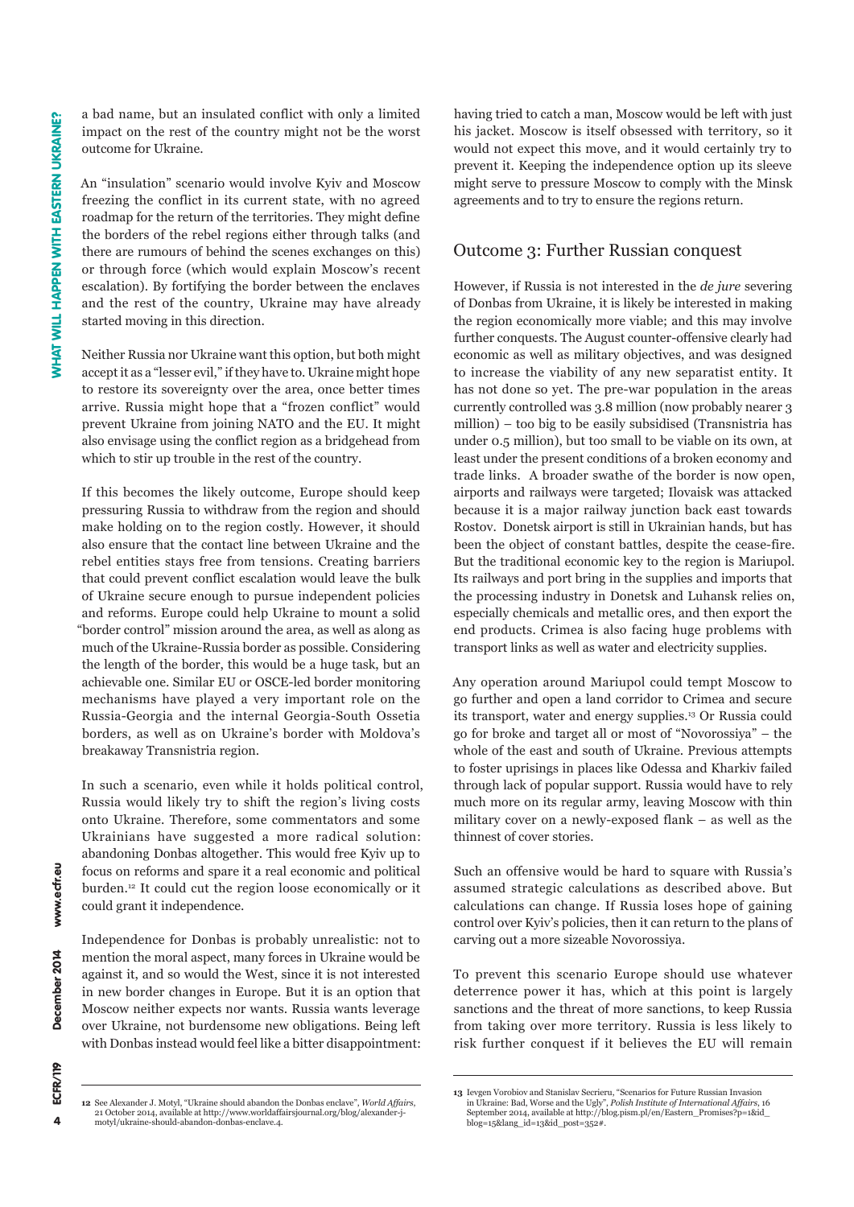a bad name, but an insulated conflict with only a limited impact on the rest of the country might not be the worst outcome for Ukraine.

An "insulation" scenario would involve Kyiv and Moscow freezing the conflict in its current state, with no agreed roadmap for the return of the territories. They might define the borders of the rebel regions either through talks (and there are rumours of behind the scenes exchanges on this) or through force (which would explain Moscow's recent escalation). By fortifying the border between the enclaves and the rest of the country, Ukraine may have already started moving in this direction.

Neither Russia nor Ukraine want this option, but both might accept it as a "lesser evil," if they have to. Ukraine might hope to restore its sovereignty over the area, once better times arrive. Russia might hope that a "frozen conflict" would prevent Ukraine from joining NATO and the EU. It might also envisage using the conflict region as a bridgehead from which to stir up trouble in the rest of the country.

If this becomes the likely outcome, Europe should keep pressuring Russia to withdraw from the region and should make holding on to the region costly. However, it should also ensure that the contact line between Ukraine and the rebel entities stays free from tensions. Creating barriers that could prevent conflict escalation would leave the bulk of Ukraine secure enough to pursue independent policies and reforms. Europe could help Ukraine to mount a solid "border control" mission around the area, as well as along as much of the Ukraine-Russia border as possible. Considering the length of the border, this would be a huge task, but an achievable one. Similar EU or OSCE-led border monitoring mechanisms have played a very important role on the Russia-Georgia and the internal Georgia-South Ossetia borders, as well as on Ukraine's border with Moldova's breakaway Transnistria region.

In such a scenario, even while it holds political control, Russia would likely try to shift the region's living costs onto Ukraine. Therefore, some commentators and some Ukrainians have suggested a more radical solution: abandoning Donbas altogether. This would free Kyiv up to focus on reforms and spare it a real economic and political burden.[12] It could cut the region loose economically or it could grant it independence.

Independence for Donbas is probably unrealistic: not to mention the moral aspect, many forces in Ukraine would be against it, and so would the West, since it is not interested in new border changes in Europe. But it is an option that Moscow neither expects nor wants. Russia wants leverage over Ukraine, not burdensome new obligations. Being left with Donbas instead would feel like a bitter disappointment: having tried to catch a man, Moscow would be left with just his jacket. Moscow is itself obsessed with territory, so it would not expect this move, and it would certainly try to prevent it. Keeping the independence option up its sleeve might serve to pressure Moscow to comply with the Minsk agreements and to try to ensure the regions return.

## Outcome 3: Further Russian conquest

However, if Russia is not interested in the *de jure* severing of Donbas from Ukraine, it is likely be interested in making the region economically more viable; and this may involve further conquests. The August counter-offensive clearly had economic as well as military objectives, and was designed to increase the viability of any new separatist entity. It has not done so yet. The pre-war population in the areas currently controlled was 3.8 million (now probably nearer 3 million) – too big to be easily subsidised (Transnistria has under 0.5 million), but too small to be viable on its own, at least under the present conditions of a broken economy and trade links. A broader swathe of the border is now open, airports and railways were targeted; Ilovaisk was attacked because it is a major railway junction back east towards Rostov. Donetsk airport is still in Ukrainian hands, but has been the object of constant battles, despite the cease-fire. But the traditional economic key to the region is Mariupol. Its railways and port bring in the supplies and imports that the processing industry in Donetsk and Luhansk relies on, especially chemicals and metallic ores, and then export the end products. Crimea is also facing huge problems with transport links as well as water and electricity supplies.

Any operation around Mariupol could tempt Moscow to go further and open a land corridor to Crimea and secure its transport, water and energy supplies.[13] Or Russia could go for broke and target all or most of "Novorossiya" – the whole of the east and south of Ukraine. Previous attempts to foster uprisings in places like Odessa and Kharkiv failed through lack of popular support. Russia would have to rely much more on its regular army, leaving Moscow with thin military cover on a newly-exposed flank – as well as the thinnest of cover stories.

Such an offensive would be hard to square with Russia's assumed strategic calculations as described above. But calculations can change. If Russia loses hope of gaining control over Kyiv's policies, then it can return to the plans of carving out a more sizeable Novorossiya.

To prevent this scenario Europe should use whatever deterrence power it has, which at this point is largely sanctions and the threat of more sanctions, to keep Russia from taking over more territory. Russia is less likely to risk further conquest if it believes the EU will remain

---

[12] See Alexander J. Motyl, "Ukraine should abandon the Donbas enclave", *World Affairs*, 21 October 2014, available at http://www.worldaffairsjournal.org/blog/alexander-j-motyl/ukraine-should-abandon-donbas-enclave.4.

[13] Ievgen Vorobiov and Stanislav Secrieru, "Scenarios for Future Russian Invasion in Ukraine: Bad, Worse and the Ugly", *Polish Institute of International Affairs*, 16 September 2014, available at http://blog.pism.pl/en/Eastern_Promises?p=1&id_blog=15&lang_id=13&id_post=352#.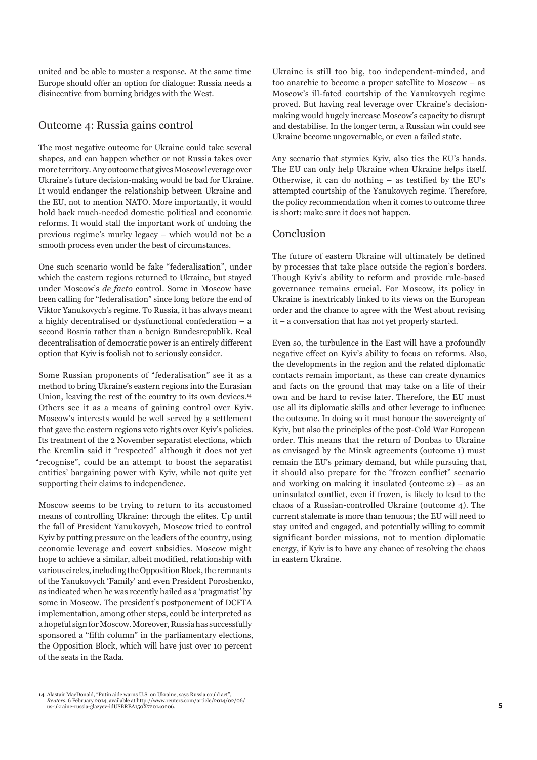united and be able to muster a response. At the same time Europe should offer an option for dialogue: Russia needs a disincentive from burning bridges with the West.

## Outcome 4: Russia gains control

The most negative outcome for Ukraine could take several shapes, and can happen whether or not Russia takes over more territory. Any outcome that gives Moscow leverage over Ukraine's future decision-making would be bad for Ukraine. It would endanger the relationship between Ukraine and the EU, not to mention NATO. More importantly, it would hold back much-needed domestic political and economic reforms. It would stall the important work of undoing the previous regime's murky legacy – which would not be a smooth process even under the best of circumstances.

One such scenario would be fake "federalisation", under which the eastern regions returned to Ukraine, but stayed under Moscow's *de facto* control. Some in Moscow have been calling for "federalisation" since long before the end of Viktor Yanukovych's regime. To Russia, it has always meant a highly decentralised or dysfunctional confederation – a second Bosnia rather than a benign Bundesrepublik. Real decentralisation of democratic power is an entirely different option that Kyiv is foolish not to seriously consider.

Some Russian proponents of "federalisation" see it as a method to bring Ukraine's eastern regions into the Eurasian Union, leaving the rest of the country to its own devices.[14] Others see it as a means of gaining control over Kyiv. Moscow's interests would be well served by a settlement that gave the eastern regions veto rights over Kyiv's policies. Its treatment of the 2 November separatist elections, which the Kremlin said it "respected" although it does not yet "recognise", could be an attempt to boost the separatist entities' bargaining power with Kyiv, while not quite yet supporting their claims to independence.

Moscow seems to be trying to return to its accustomed means of controlling Ukraine: through the elites. Up until the fall of President Yanukovych, Moscow tried to control Kyiv by putting pressure on the leaders of the country, using economic leverage and covert subsidies. Moscow might hope to achieve a similar, albeit modified, relationship with various circles, including the Opposition Block, the remnants of the Yanukovych 'Family' and even President Poroshenko, as indicated when he was recently hailed as a 'pragmatist' by some in Moscow. The president's postponement of DCFTA implementation, among other steps, could be interpreted as a hopeful sign for Moscow. Moreover, Russia has successfully sponsored a "fifth column" in the parliamentary elections, the Opposition Block, which will have just over 10 percent of the seats in the Rada.

Ukraine is still too big, too independent-minded, and too anarchic to become a proper satellite to Moscow – as Moscow's ill-fated courtship of the Yanukovych regime proved. But having real leverage over Ukraine's decision-making would hugely increase Moscow's capacity to disrupt and destabilise. In the longer term, a Russian win could see Ukraine become ungovernable, or even a failed state.

Any scenario that stymies Kyiv, also ties the EU's hands. The EU can only help Ukraine when Ukraine helps itself. Otherwise, it can do nothing – as testified by the EU's attempted courtship of the Yanukovych regime. Therefore, the policy recommendation when it comes to outcome three is short: make sure it does not happen.

## Conclusion

The future of eastern Ukraine will ultimately be defined by processes that take place outside the region's borders. Though Kyiv's ability to reform and provide rule-based governance remains crucial. For Moscow, its policy in Ukraine is inextricably linked to its views on the European order and the chance to agree with the West about revising it – a conversation that has not yet properly started.

Even so, the turbulence in the East will have a profoundly negative effect on Kyiv's ability to focus on reforms. Also, the developments in the region and the related diplomatic contacts remain important, as these can create dynamics and facts on the ground that may take on a life of their own and be hard to revise later. Therefore, the EU must use all its diplomatic skills and other leverage to influence the outcome. In doing so it must honour the sovereignty of Kyiv, but also the principles of the post-Cold War European order. This means that the return of Donbas to Ukraine as envisaged by the Minsk agreements (outcome 1) must remain the EU's primary demand, but while pursuing that, it should also prepare for the "frozen conflict" scenario and working on making it insulated (outcome 2) – as an uninsulated conflict, even if frozen, is likely to lead to the chaos of a Russian-controlled Ukraine (outcome 4). The current stalemate is more than tenuous; the EU will need to stay united and engaged, and potentially willing to commit significant border missions, not to mention diplomatic energy, if Kyiv is to have any chance of resolving the chaos in eastern Ukraine.

---

[14] Alastair MacDonald, "Putin aide warns U.S. on Ukraine, says Russia could act", *Reuters*, 6 February 2014, available at http://www.reuters.com/article/2014/02/06/us-ukraine-russia-glazyev-idUSBREA150X720140206.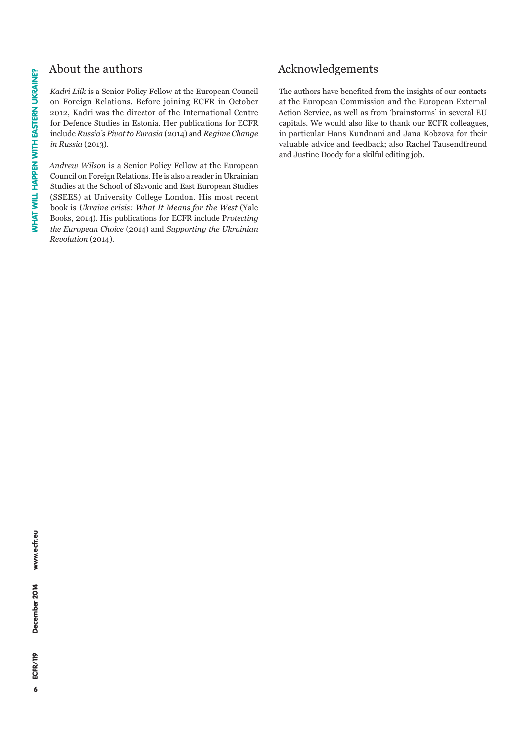## About the authors

*Kadri Liik* is a Senior Policy Fellow at the European Council on Foreign Relations. Before joining ECFR in October 2012, Kadri was the director of the International Centre for Defence Studies in Estonia. Her publications for ECFR include *Russia's Pivot to Eurasia* (2014) and *Regime Change in Russia* (2013).

*Andrew Wilson* is a Senior Policy Fellow at the European Council on Foreign Relations. He is also a reader in Ukrainian Studies at the School of Slavonic and East European Studies (SSEES) at University College London. His most recent book is *Ukraine crisis: What It Means for the West* (Yale Books, 2014). His publications for ECFR include P*rotecting the European Choice* (2014) and *Supporting the Ukrainian Revolution* (2014).

## Acknowledgements

The authors have benefited from the insights of our contacts at the European Commission and the European External Action Service, as well as from 'brainstorms' in several EU capitals. We would also like to thank our ECFR colleagues, in particular Hans Kundnani and Jana Kobzova for their valuable advice and feedback; also Rachel Tausendfreund and Justine Doody for a skilful editing job.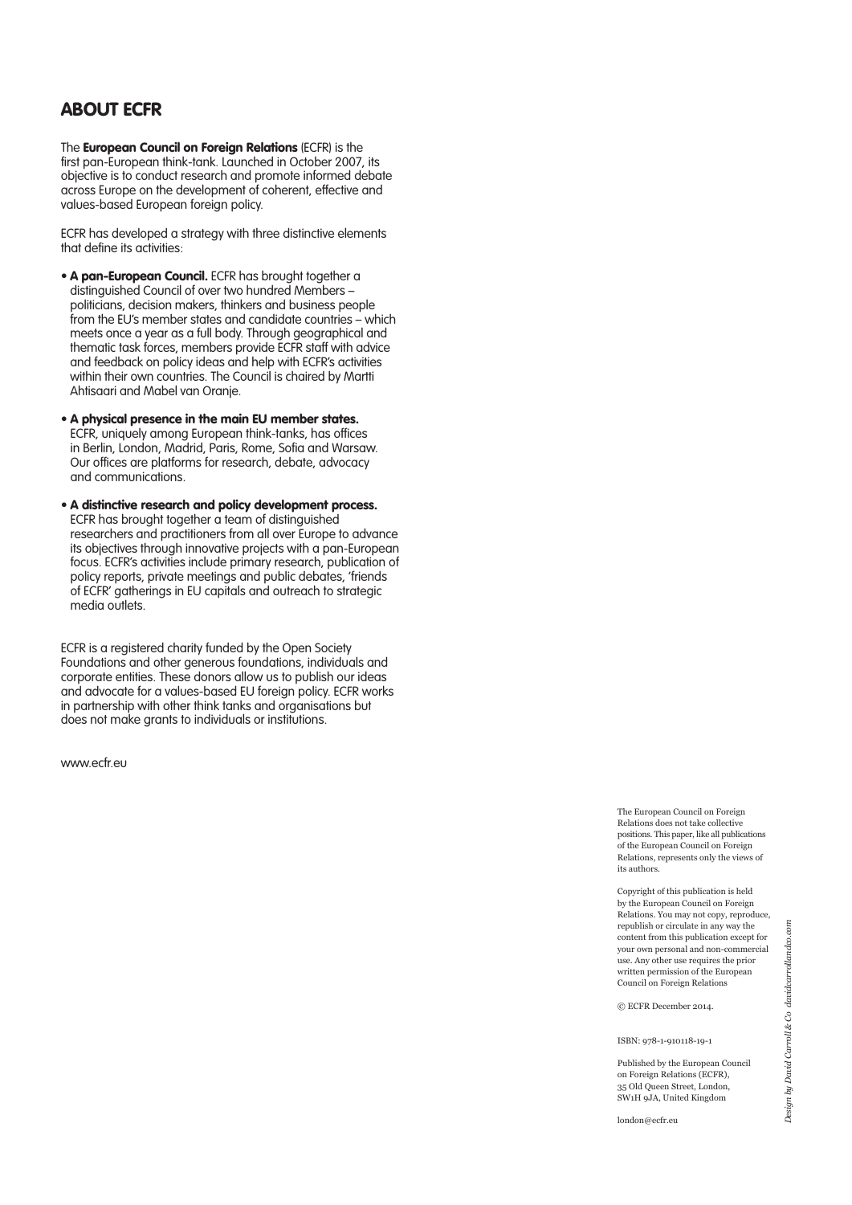## ABOUT ECFR

The **European Council on Foreign Relations** (ECFR) is the first pan-European think-tank. Launched in October 2007, its objective is to conduct research and promote informed debate across Europe on the development of coherent, effective and values-based European foreign policy.

ECFR has developed a strategy with three distinctive elements that define its activities:

- **A pan-European Council.** ECFR has brought together a distinguished Council of over two hundred Members – politicians, decision makers, thinkers and business people from the EU's member states and candidate countries – which meets once a year as a full body. Through geographical and thematic task forces, members provide ECFR staff with advice and feedback on policy ideas and help with ECFR's activities within their own countries. The Council is chaired by Martti Ahtisaari and Mabel van Oranje.
- **A physical presence in the main EU member states.** ECFR, uniquely among European think-tanks, has offices in Berlin, London, Madrid, Paris, Rome, Sofia and Warsaw. Our offices are platforms for research, debate, advocacy and communications.
- **A distinctive research and policy development process.** ECFR has brought together a team of distinguished researchers and practitioners from all over Europe to advance its objectives through innovative projects with a pan-European focus. ECFR's activities include primary research, publication of policy reports, private meetings and public debates, 'friends of ECFR' gatherings in EU capitals and outreach to strategic media outlets.

ECFR is a registered charity funded by the Open Society Foundations and other generous foundations, individuals and corporate entities. These donors allow us to publish our ideas and advocate for a values-based EU foreign policy. ECFR works in partnership with other think tanks and organisations but does not make grants to individuals or institutions.

www.ecfr.eu

The European Council on Foreign Relations does not take collective positions. This paper, like all publications of the European Council on Foreign Relations, represents only the views of its authors.

Copyright of this publication is held by the European Council on Foreign Relations. You may not copy, reproduce, republish or circulate in any way the content from this publication except for your own personal and non-commercial use. Any other use requires the prior written permission of the European Council on Foreign Relations

© ECFR December 2014.

ISBN: 978-1-910118-19-1

Published by the European Council on Foreign Relations (ECFR), 35 Old Queen Street, London, SW1H 9JA, United Kingdom

london@ecfr.eu

*Design by David Carroll & Co davidcarrollandco.com*